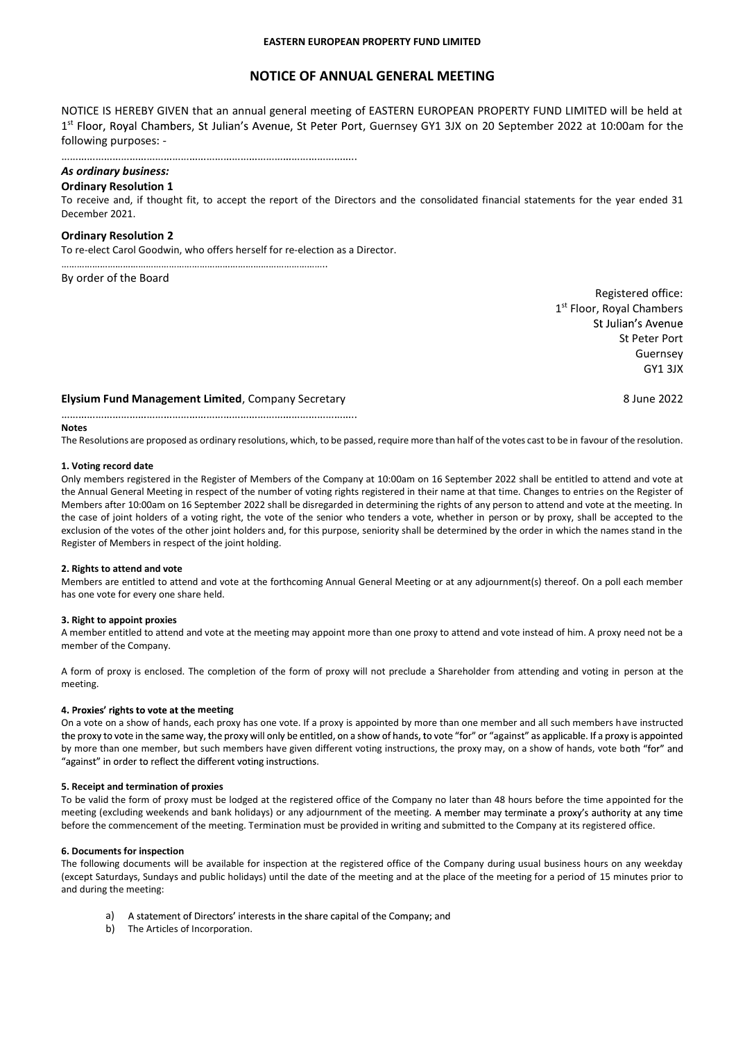**EASTERN EUROPEAN PROPERTY FUND LIMITED**

# NOTICE OF ANNUAL GENERAL MEETING

NOTICE IS HEREBY GIVEN that an annual general meeting of EASTERN EUROPEAN PROPERTY FUND LIMITED will be held at 1st Floor, Royal Chambers, St Julian's Avenue, St Peter Port, Guernsey GY1 3JX on 20 September 2022 at 10:00am for the following purposes: -

…………………………………………………………………………………………..

***As ordinary business:***

**Ordinary Resolution 1**

To receive and, if thought fit, to accept the report of the Directors and the consolidated financial statements for the year ended 31 December 2021.

**Ordinary Resolution 2**

To re-elect Carol Goodwin, who offers herself for re-election as a Director.

…………………………………………………………………………………………..

By order of the Board

Registered office:
1st Floor, Royal Chambers
St Julian's Avenue
St Peter Port
Guernsey
GY1 3JX

**Elysium Fund Management Limited**, Company Secretary

8 June 2022

…………………………………………………………………………………………..

**Notes**

The Resolutions are proposed as ordinary resolutions, which, to be passed, require more than half of the votes cast to be in favour of the resolution.

**1. Voting record date**

Only members registered in the Register of Members of the Company at 10:00am on 16 September 2022 shall be entitled to attend and vote at the Annual General Meeting in respect of the number of voting rights registered in their name at that time. Changes to entries on the Register of Members after 10:00am on 16 September 2022 shall be disregarded in determining the rights of any person to attend and vote at the meeting. In the case of joint holders of a voting right, the vote of the senior who tenders a vote, whether in person or by proxy, shall be accepted to the exclusion of the votes of the other joint holders and, for this purpose, seniority shall be determined by the order in which the names stand in the Register of Members in respect of the joint holding.

**2. Rights to attend and vote**

Members are entitled to attend and vote at the forthcoming Annual General Meeting or at any adjournment(s) thereof. On a poll each member has one vote for every one share held.

**3. Right to appoint proxies**

A member entitled to attend and vote at the meeting may appoint more than one proxy to attend and vote instead of him. A proxy need not be a member of the Company.

A form of proxy is enclosed. The completion of the form of proxy will not preclude a Shareholder from attending and voting in person at the meeting.

**4. Proxies' rights to vote at the meeting**

On a vote on a show of hands, each proxy has one vote. If a proxy is appointed by more than one member and all such members have instructed the proxy to vote in the same way, the proxy will only be entitled, on a show of hands, to vote "for" or "against" as applicable. If a proxy is appointed by more than one member, but such members have given different voting instructions, the proxy may, on a show of hands, vote both "for" and "against" in order to reflect the different voting instructions.

**5. Receipt and termination of proxies**

To be valid the form of proxy must be lodged at the registered office of the Company no later than 48 hours before the time appointed for the meeting (excluding weekends and bank holidays) or any adjournment of the meeting. A member may terminate a proxy's authority at any time before the commencement of the meeting. Termination must be provided in writing and submitted to the Company at its registered office.

**6. Documents for inspection**

The following documents will be available for inspection at the registered office of the Company during usual business hours on any weekday (except Saturdays, Sundays and public holidays) until the date of the meeting and at the place of the meeting for a period of 15 minutes prior to and during the meeting:

a) A statement of Directors' interests in the share capital of the Company; and
b) The Articles of Incorporation.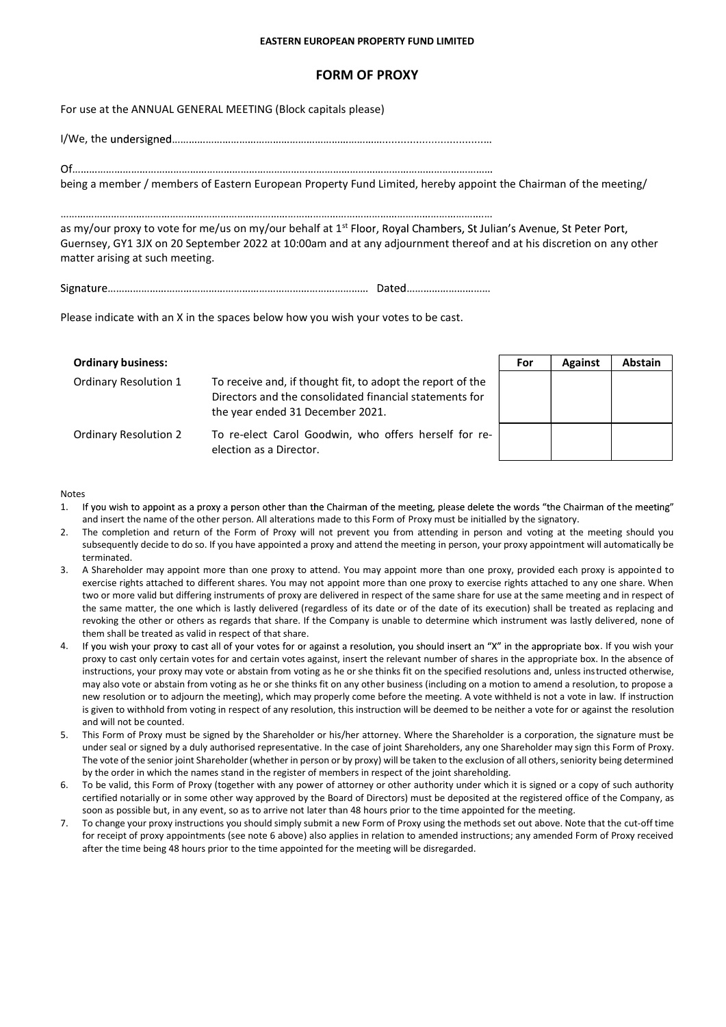**EASTERN EUROPEAN PROPERTY FUND LIMITED**

# FORM OF PROXY

For use at the ANNUAL GENERAL MEETING (Block capitals please)

I/We, the undersigned……………………………………………………………….................................

Of………………………………………………………………………………………………………………………………

being a member / members of Eastern European Property Fund Limited, hereby appoint the Chairman of the meeting/

……………………………………………………………………………………………………………………………….

as my/our proxy to vote for me/us on my/our behalf at 1st Floor, Royal Chambers, St Julian's Avenue, St Peter Port, Guernsey, GY1 3JX on 20 September 2022 at 10:00am and at any adjournment thereof and at his discretion on any other matter arising at such meeting.

Signature……………………………………………………………………………… Dated…………………………

Please indicate with an X in the spaces below how you wish your votes to be cast.

| **Ordinary business:** | | For | Against | Abstain |
|---|---|---|---|---|
| Ordinary Resolution 1 | To receive and, if thought fit, to adopt the report of the Directors and the consolidated financial statements for the year ended 31 December 2021. | | | |
| Ordinary Resolution 2 | To re-elect Carol Goodwin, who offers herself for re-election as a Director. | | | |

Notes

1. If you wish to appoint as a proxy a person other than the Chairman of the meeting, please delete the words "the Chairman of the meeting" and insert the name of the other person. All alterations made to this Form of Proxy must be initialled by the signatory.
2. The completion and return of the Form of Proxy will not prevent you from attending in person and voting at the meeting should you subsequently decide to do so. If you have appointed a proxy and attend the meeting in person, your proxy appointment will automatically be terminated.
3. A Shareholder may appoint more than one proxy to attend. You may appoint more than one proxy, provided each proxy is appointed to exercise rights attached to different shares. You may not appoint more than one proxy to exercise rights attached to any one share. When two or more valid but differing instruments of proxy are delivered in respect of the same share for use at the same meeting and in respect of the same matter, the one which is lastly delivered (regardless of its date or of the date of its execution) shall be treated as replacing and revoking the other or others as regards that share. If the Company is unable to determine which instrument was lastly delivered, none of them shall be treated as valid in respect of that share.
4. If you wish your proxy to cast all of your votes for or against a resolution, you should insert an "X" in the appropriate box. If you wish your proxy to cast only certain votes for and certain votes against, insert the relevant number of shares in the appropriate box. In the absence of instructions, your proxy may vote or abstain from voting as he or she thinks fit on the specified resolutions and, unless instructed otherwise, may also vote or abstain from voting as he or she thinks fit on any other business (including on a motion to amend a resolution, to propose a new resolution or to adjourn the meeting), which may properly come before the meeting. A vote withheld is not a vote in law. If instruction is given to withhold from voting in respect of any resolution, this instruction will be deemed to be neither a vote for or against the resolution and will not be counted.
5. This Form of Proxy must be signed by the Shareholder or his/her attorney. Where the Shareholder is a corporation, the signature must be under seal or signed by a duly authorised representative. In the case of joint Shareholders, any one Shareholder may sign this Form of Proxy. The vote of the senior joint Shareholder (whether in person or by proxy) will be taken to the exclusion of all others, seniority being determined by the order in which the names stand in the register of members in respect of the joint shareholding.
6. To be valid, this Form of Proxy (together with any power of attorney or other authority under which it is signed or a copy of such authority certified notarially or in some other way approved by the Board of Directors) must be deposited at the registered office of the Company, as soon as possible but, in any event, so as to arrive not later than 48 hours prior to the time appointed for the meeting.
7. To change your proxy instructions you should simply submit a new Form of Proxy using the methods set out above. Note that the cut-off time for receipt of proxy appointments (see note 6 above) also applies in relation to amended instructions; any amended Form of Proxy received after the time being 48 hours prior to the time appointed for the meeting will be disregarded.